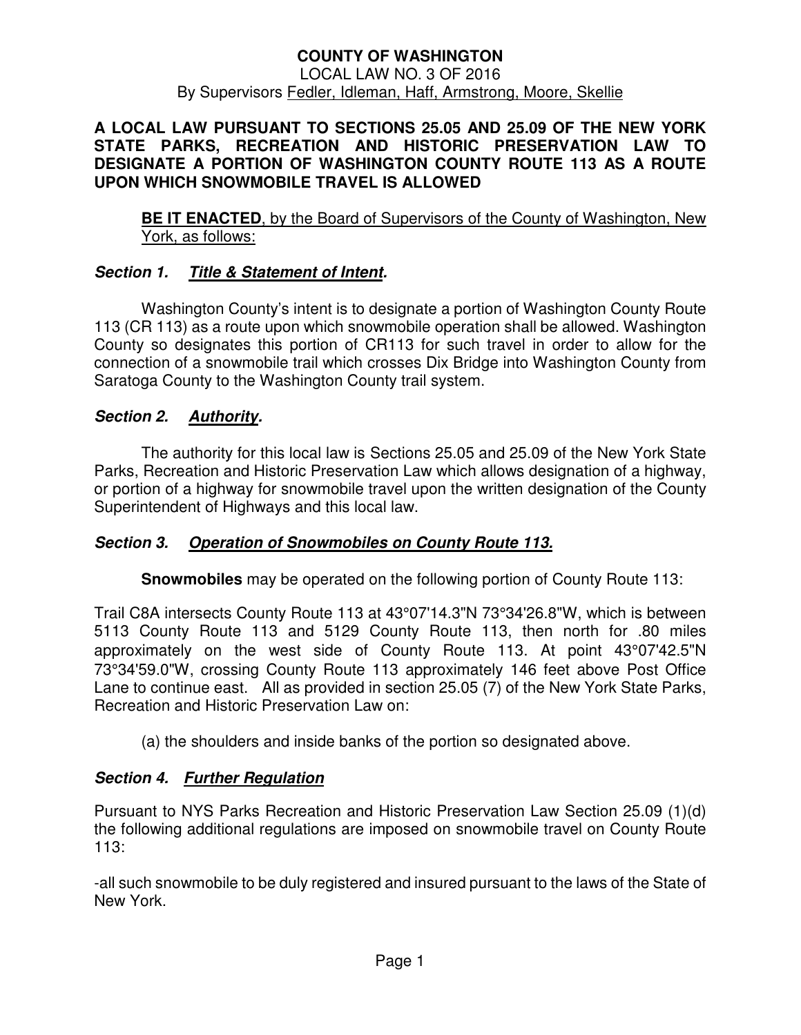**COUNTY OF WASHINGTON**

LOCAL LAW NO. 3 OF 2016

By Supervisors Fedler, Idleman, Haff, Armstrong, Moore, Skellie

**A LOCAL LAW PURSUANT TO SECTIONS 25.05 AND 25.09 OF THE NEW YORK STATE PARKS, RECREATION AND HISTORIC PRESERVATION LAW TO DESIGNATE A PORTION OF WASHINGTON COUNTY ROUTE 113 AS A ROUTE UPON WHICH SNOWMOBILE TRAVEL IS ALLOWED**

**BE IT ENACTED**, by the Board of Supervisors of the County of Washington, New York, as follows:

### *Section 1. Title & Statement of Intent.*

Washington County's intent is to designate a portion of Washington County Route 113 (CR 113) as a route upon which snowmobile operation shall be allowed. Washington County so designates this portion of CR113 for such travel in order to allow for the connection of a snowmobile trail which crosses Dix Bridge into Washington County from Saratoga County to the Washington County trail system.

### *Section 2. Authority.*

The authority for this local law is Sections 25.05 and 25.09 of the New York State Parks, Recreation and Historic Preservation Law which allows designation of a highway, or portion of a highway for snowmobile travel upon the written designation of the County Superintendent of Highways and this local law.

### *Section 3. Operation of Snowmobiles on County Route 113.*

**Snowmobiles** may be operated on the following portion of County Route 113:

Trail C8A intersects County Route 113 at 43°07'14.3"N 73°34'26.8"W, which is between 5113 County Route 113 and 5129 County Route 113, then north for .80 miles approximately on the west side of County Route 113. At point 43°07'42.5"N 73°34'59.0"W, crossing County Route 113 approximately 146 feet above Post Office Lane to continue east. All as provided in section 25.05 (7) of the New York State Parks, Recreation and Historic Preservation Law on:

(a) the shoulders and inside banks of the portion so designated above.

### *Section 4. Further Regulation*

Pursuant to NYS Parks Recreation and Historic Preservation Law Section 25.09 (1)(d) the following additional regulations are imposed on snowmobile travel on County Route 113:

-all such snowmobile to be duly registered and insured pursuant to the laws of the State of New York.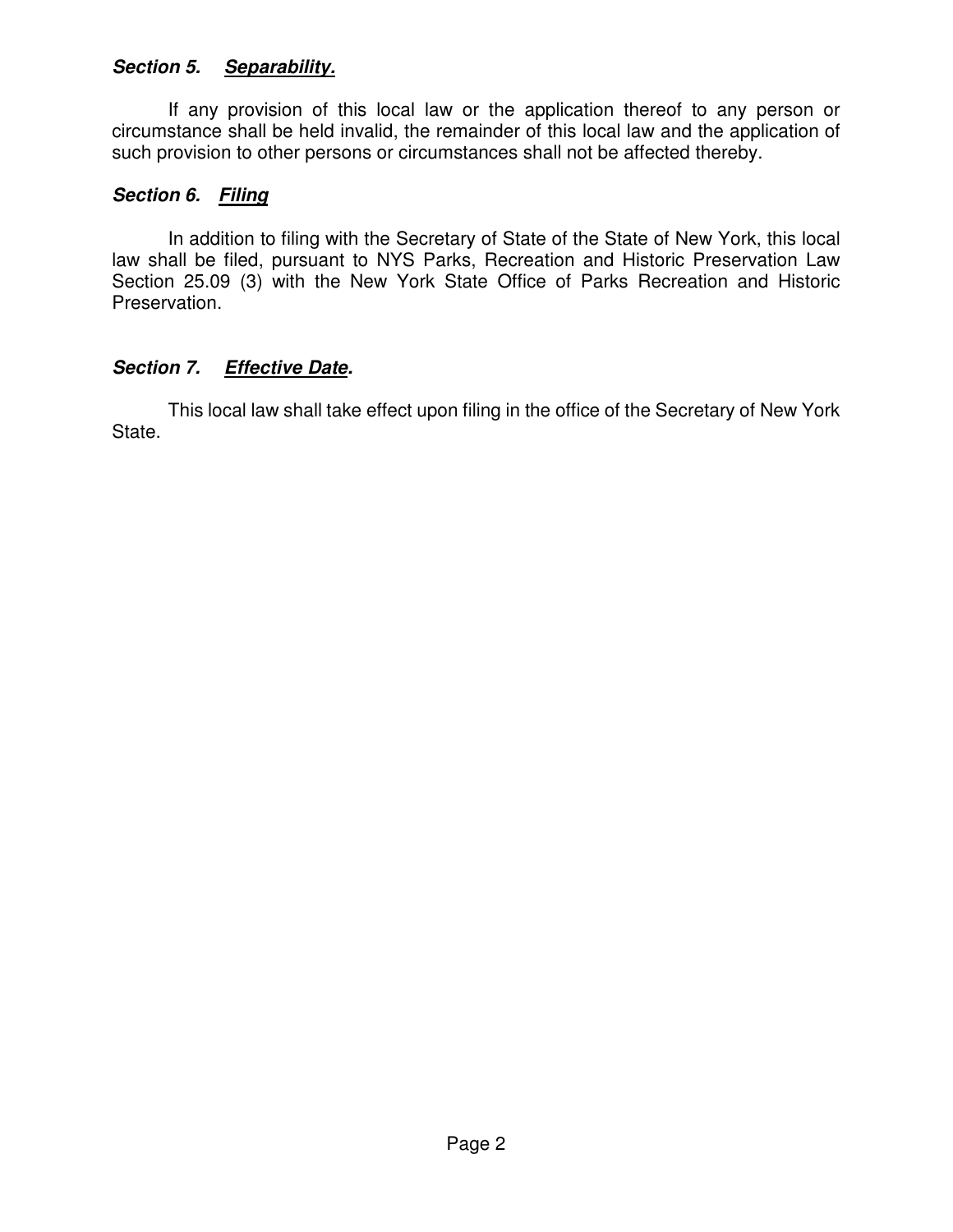### ***Section 5. Separability.***

If any provision of this local law or the application thereof to any person or circumstance shall be held invalid, the remainder of this local law and the application of such provision to other persons or circumstances shall not be affected thereby.

### ***Section 6. Filing***

In addition to filing with the Secretary of State of the State of New York, this local law shall be filed, pursuant to NYS Parks, Recreation and Historic Preservation Law Section 25.09 (3) with the New York State Office of Parks Recreation and Historic Preservation.

### ***Section 7. Effective Date.***

This local law shall take effect upon filing in the office of the Secretary of New York State.